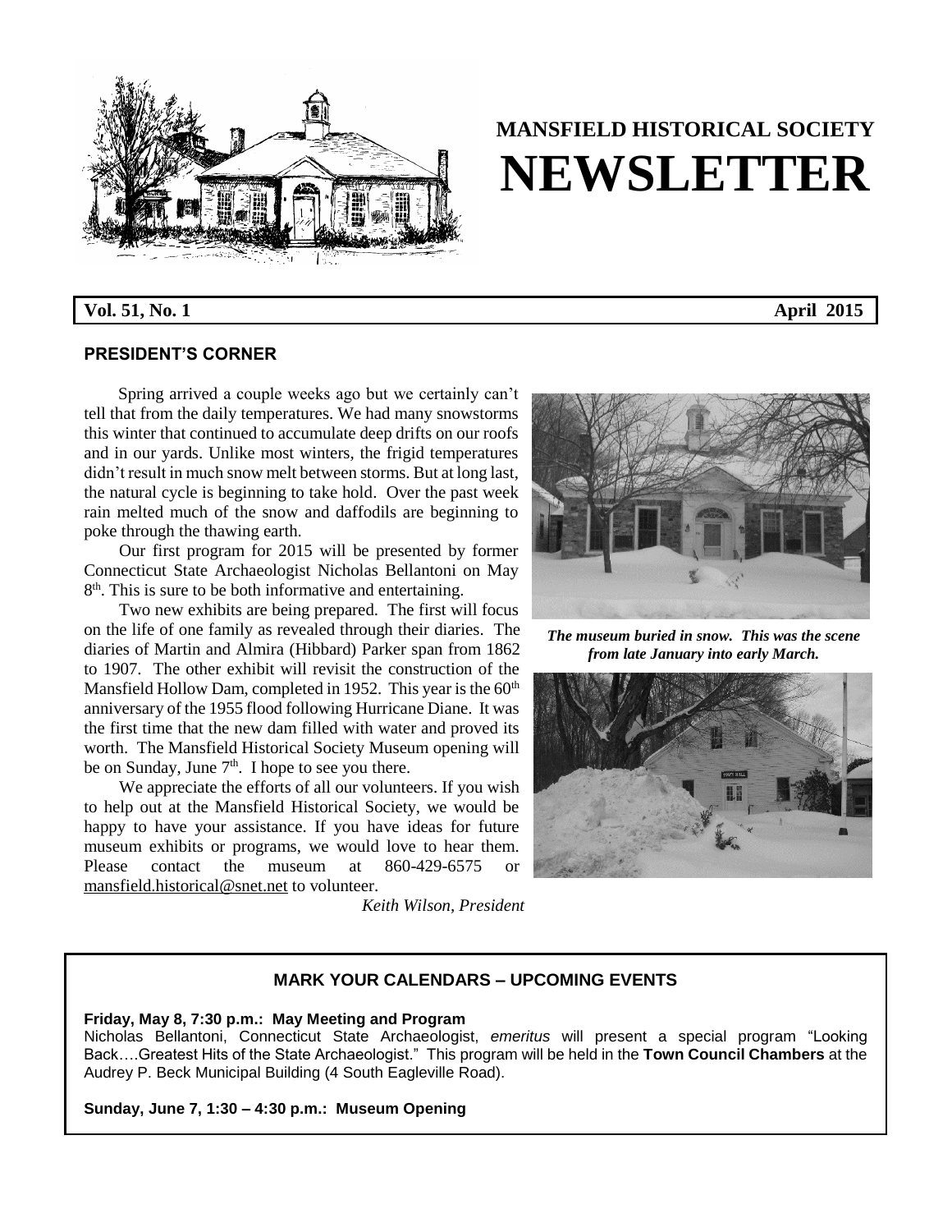# MANSFIELD HISTORICAL SOCIETY NEWSLETTER

**Vol. 51, No. 1** **April 2015**

## PRESIDENT'S CORNER

Spring arrived a couple weeks ago but we certainly can't tell that from the daily temperatures. We had many snowstorms this winter that continued to accumulate deep drifts on our roofs and in our yards. Unlike most winters, the frigid temperatures didn't result in much snow melt between storms. But at long last, the natural cycle is beginning to take hold. Over the past week rain melted much of the snow and daffodils are beginning to poke through the thawing earth.

Our first program for 2015 will be presented by former Connecticut State Archaeologist Nicholas Bellantoni on May 8th. This is sure to be both informative and entertaining.

Two new exhibits are being prepared. The first will focus on the life of one family as revealed through their diaries. The diaries of Martin and Almira (Hibbard) Parker span from 1862 to 1907. The other exhibit will revisit the construction of the Mansfield Hollow Dam, completed in 1952. This year is the 60th anniversary of the 1955 flood following Hurricane Diane. It was the first time that the new dam filled with water and proved its worth. The Mansfield Historical Society Museum opening will be on Sunday, June 7th. I hope to see you there.

We appreciate the efforts of all our volunteers. If you wish to help out at the Mansfield Historical Society, we would be happy to have your assistance. If you have ideas for future museum exhibits or programs, we would love to hear them. Please contact the museum at 860-429-6575 or mansfield.historical@snet.net to volunteer.

*Keith Wilson, President*

***The museum buried in snow. This was the scene from late January into early March.***

## MARK YOUR CALENDARS – UPCOMING EVENTS

**Friday, May 8, 7:30 p.m.: May Meeting and Program**
Nicholas Bellantoni, Connecticut State Archaeologist, *emeritus* will present a special program "Looking Back….Greatest Hits of the State Archaeologist." This program will be held in the **Town Council Chambers** at the Audrey P. Beck Municipal Building (4 South Eagleville Road).

**Sunday, June 7, 1:30 – 4:30 p.m.: Museum Opening**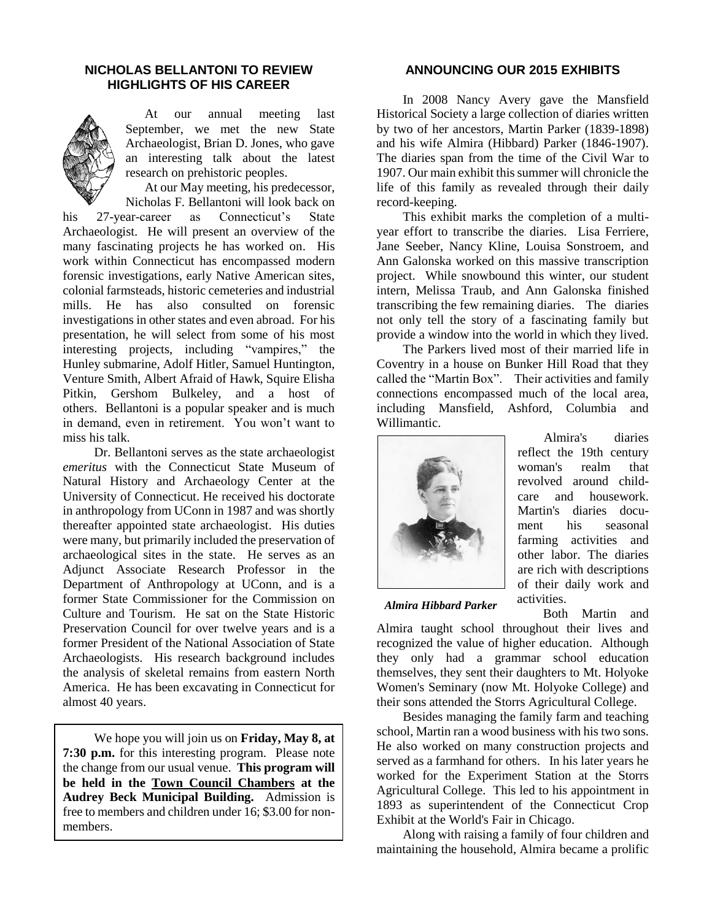## NICHOLAS BELLANTONI TO REVIEW HIGHLIGHTS OF HIS CAREER

At our annual meeting last September, we met the new State Archaeologist, Brian D. Jones, who gave an interesting talk about the latest research on prehistoric peoples.

At our May meeting, his predecessor, Nicholas F. Bellantoni will look back on his 27-year-career as Connecticut's State Archaeologist. He will present an overview of the many fascinating projects he has worked on. His work within Connecticut has encompassed modern forensic investigations, early Native American sites, colonial farmsteads, historic cemeteries and industrial mills. He has also consulted on forensic investigations in other states and even abroad. For his presentation, he will select from some of his most interesting projects, including "vampires," the Hunley submarine, Adolf Hitler, Samuel Huntington, Venture Smith, Albert Afraid of Hawk, Squire Elisha Pitkin, Gershom Bulkeley, and a host of others. Bellantoni is a popular speaker and is much in demand, even in retirement. You won't want to miss his talk.

Dr. Bellantoni serves as the state archaeologist *emeritus* with the Connecticut State Museum of Natural History and Archaeology Center at the University of Connecticut. He received his doctorate in anthropology from UConn in 1987 and was shortly thereafter appointed state archaeologist. His duties were many, but primarily included the preservation of archaeological sites in the state. He serves as an Adjunct Associate Research Professor in the Department of Anthropology at UConn, and is a former State Commissioner for the Commission on Culture and Tourism. He sat on the State Historic Preservation Council for over twelve years and is a former President of the National Association of State Archaeologists. His research background includes the analysis of skeletal remains from eastern North America. He has been excavating in Connecticut for almost 40 years.

We hope you will join us on **Friday, May 8, at 7:30 p.m.** for this interesting program. Please note the change from our usual venue. **This program will be held in the Town Council Chambers at the Audrey Beck Municipal Building.** Admission is free to members and children under 16; $3.00 for non-members.

## ANNOUNCING OUR 2015 EXHIBITS

In 2008 Nancy Avery gave the Mansfield Historical Society a large collection of diaries written by two of her ancestors, Martin Parker (1839-1898) and his wife Almira (Hibbard) Parker (1846-1907). The diaries span from the time of the Civil War to 1907. Our main exhibit this summer will chronicle the life of this family as revealed through their daily record-keeping.

This exhibit marks the completion of a multi-year effort to transcribe the diaries. Lisa Ferriere, Jane Seeber, Nancy Kline, Louisa Sonstroem, and Ann Galonska worked on this massive transcription project. While snowbound this winter, our student intern, Melissa Traub, and Ann Galonska finished transcribing the few remaining diaries. The diaries not only tell the story of a fascinating family but provide a window into the world in which they lived.

The Parkers lived most of their married life in Coventry in a house on Bunker Hill Road that they called the "Martin Box". Their activities and family connections encompassed much of the local area, including Mansfield, Ashford, Columbia and Willimantic.

***Almira Hibbard Parker***

Almira's diaries reflect the 19th century woman's realm that revolved around child-care and housework. Martin's diaries document his seasonal farming activities and other labor. The diaries are rich with descriptions of their daily work and activities.

Both Martin and Almira taught school throughout their lives and recognized the value of higher education. Although they only had a grammar school education themselves, they sent their daughters to Mt. Holyoke Women's Seminary (now Mt. Holyoke College) and their sons attended the Storrs Agricultural College.

Besides managing the family farm and teaching school, Martin ran a wood business with his two sons. He also worked on many construction projects and served as a farmhand for others. In his later years he worked for the Experiment Station at the Storrs Agricultural College. This led to his appointment in 1893 as superintendent of the Connecticut Crop Exhibit at the World's Fair in Chicago.

Along with raising a family of four children and maintaining the household, Almira became a prolific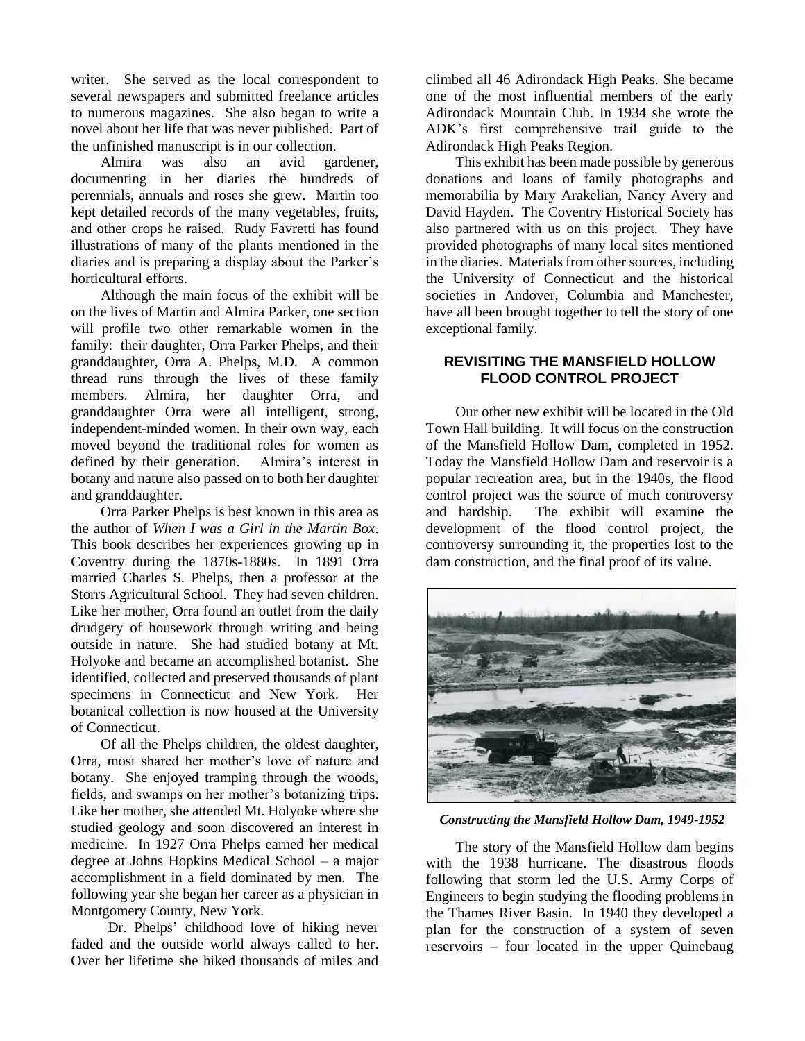writer. She served as the local correspondent to several newspapers and submitted freelance articles to numerous magazines. She also began to write a novel about her life that was never published. Part of the unfinished manuscript is in our collection.

Almira was also an avid gardener, documenting in her diaries the hundreds of perennials, annuals and roses she grew. Martin too kept detailed records of the many vegetables, fruits, and other crops he raised. Rudy Favretti has found illustrations of many of the plants mentioned in the diaries and is preparing a display about the Parker's horticultural efforts.

Although the main focus of the exhibit will be on the lives of Martin and Almira Parker, one section will profile two other remarkable women in the family: their daughter, Orra Parker Phelps, and their granddaughter, Orra A. Phelps, M.D. A common thread runs through the lives of these family members. Almira, her daughter Orra, and granddaughter Orra were all intelligent, strong, independent-minded women. In their own way, each moved beyond the traditional roles for women as defined by their generation. Almira's interest in botany and nature also passed on to both her daughter and granddaughter.

Orra Parker Phelps is best known in this area as the author of *When I was a Girl in the Martin Box*. This book describes her experiences growing up in Coventry during the 1870s-1880s. In 1891 Orra married Charles S. Phelps, then a professor at the Storrs Agricultural School. They had seven children. Like her mother, Orra found an outlet from the daily drudgery of housework through writing and being outside in nature. She had studied botany at Mt. Holyoke and became an accomplished botanist. She identified, collected and preserved thousands of plant specimens in Connecticut and New York. Her botanical collection is now housed at the University of Connecticut.

Of all the Phelps children, the oldest daughter, Orra, most shared her mother's love of nature and botany. She enjoyed tramping through the woods, fields, and swamps on her mother's botanizing trips. Like her mother, she attended Mt. Holyoke where she studied geology and soon discovered an interest in medicine. In 1927 Orra Phelps earned her medical degree at Johns Hopkins Medical School – a major accomplishment in a field dominated by men. The following year she began her career as a physician in Montgomery County, New York.

Dr. Phelps' childhood love of hiking never faded and the outside world always called to her. Over her lifetime she hiked thousands of miles and climbed all 46 Adirondack High Peaks. She became one of the most influential members of the early Adirondack Mountain Club. In 1934 she wrote the ADK's first comprehensive trail guide to the Adirondack High Peaks Region.

This exhibit has been made possible by generous donations and loans of family photographs and memorabilia by Mary Arakelian, Nancy Avery and David Hayden. The Coventry Historical Society has also partnered with us on this project. They have provided photographs of many local sites mentioned in the diaries. Materials from other sources, including the University of Connecticut and the historical societies in Andover, Columbia and Manchester, have all been brought together to tell the story of one exceptional family.

## REVISITING THE MANSFIELD HOLLOW FLOOD CONTROL PROJECT

Our other new exhibit will be located in the Old Town Hall building. It will focus on the construction of the Mansfield Hollow Dam, completed in 1952. Today the Mansfield Hollow Dam and reservoir is a popular recreation area, but in the 1940s, the flood control project was the source of much controversy and hardship. The exhibit will examine the development of the flood control project, the controversy surrounding it, the properties lost to the dam construction, and the final proof of its value.

***Constructing the Mansfield Hollow Dam, 1949-1952***

The story of the Mansfield Hollow dam begins with the 1938 hurricane. The disastrous floods following that storm led the U.S. Army Corps of Engineers to begin studying the flooding problems in the Thames River Basin. In 1940 they developed a plan for the construction of a system of seven reservoirs – four located in the upper Quinebaug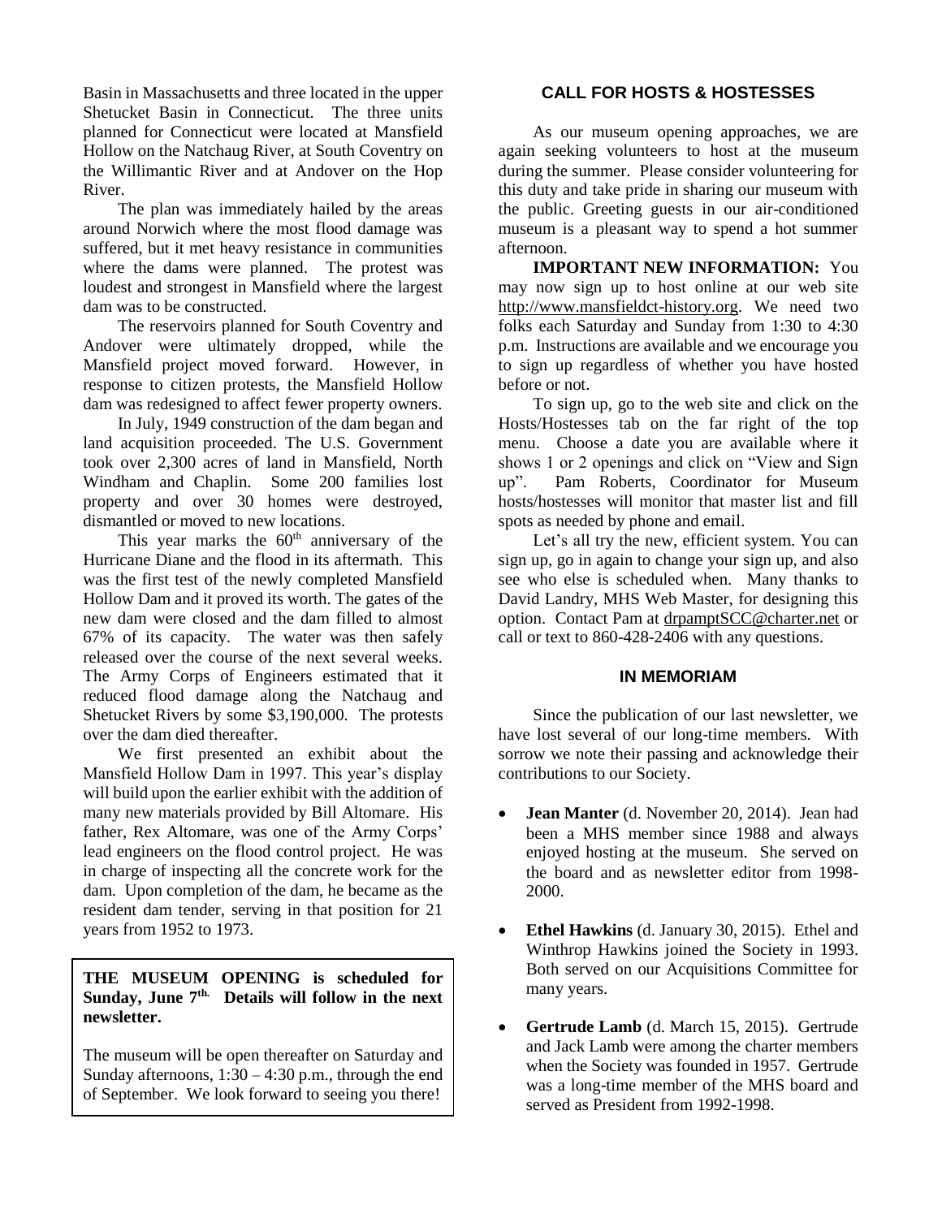Basin in Massachusetts and three located in the upper Shetucket Basin in Connecticut. The three units planned for Connecticut were located at Mansfield Hollow on the Natchaug River, at South Coventry on the Willimantic River and at Andover on the Hop River.

The plan was immediately hailed by the areas around Norwich where the most flood damage was suffered, but it met heavy resistance in communities where the dams were planned. The protest was loudest and strongest in Mansfield where the largest dam was to be constructed.

The reservoirs planned for South Coventry and Andover were ultimately dropped, while the Mansfield project moved forward. However, in response to citizen protests, the Mansfield Hollow dam was redesigned to affect fewer property owners.

In July, 1949 construction of the dam began and land acquisition proceeded. The U.S. Government took over 2,300 acres of land in Mansfield, North Windham and Chaplin. Some 200 families lost property and over 30 homes were destroyed, dismantled or moved to new locations.

This year marks the 60th anniversary of the Hurricane Diane and the flood in its aftermath. This was the first test of the newly completed Mansfield Hollow Dam and it proved its worth. The gates of the new dam were closed and the dam filled to almost 67% of its capacity. The water was then safely released over the course of the next several weeks. The Army Corps of Engineers estimated that it reduced flood damage along the Natchaug and Shetucket Rivers by some $3,190,000. The protests over the dam died thereafter.

We first presented an exhibit about the Mansfield Hollow Dam in 1997. This year's display will build upon the earlier exhibit with the addition of many new materials provided by Bill Altomare. His father, Rex Altomare, was one of the Army Corps' lead engineers on the flood control project. He was in charge of inspecting all the concrete work for the dam. Upon completion of the dam, he became as the resident dam tender, serving in that position for 21 years from 1952 to 1973.

**THE MUSEUM OPENING is scheduled for Sunday, June 7th. Details will follow in the next newsletter.**

The museum will be open thereafter on Saturday and Sunday afternoons, 1:30 – 4:30 p.m., through the end of September. We look forward to seeing you there!

## CALL FOR HOSTS & HOSTESSES

As our museum opening approaches, we are again seeking volunteers to host at the museum during the summer. Please consider volunteering for this duty and take pride in sharing our museum with the public. Greeting guests in our air-conditioned museum is a pleasant way to spend a hot summer afternoon.

**IMPORTANT NEW INFORMATION:** You may now sign up to host online at our web site http://www.mansfieldct-history.org. We need two folks each Saturday and Sunday from 1:30 to 4:30 p.m. Instructions are available and we encourage you to sign up regardless of whether you have hosted before or not.

To sign up, go to the web site and click on the Hosts/Hostesses tab on the far right of the top menu. Choose a date you are available where it shows 1 or 2 openings and click on "View and Sign up". Pam Roberts, Coordinator for Museum hosts/hostesses will monitor that master list and fill spots as needed by phone and email.

Let's all try the new, efficient system. You can sign up, go in again to change your sign up, and also see who else is scheduled when. Many thanks to David Landry, MHS Web Master, for designing this option. Contact Pam at drpamptSCC@charter.net or call or text to 860-428-2406 with any questions.

## IN MEMORIAM

Since the publication of our last newsletter, we have lost several of our long-time members. With sorrow we note their passing and acknowledge their contributions to our Society.

- **Jean Manter** (d. November 20, 2014). Jean had been a MHS member since 1988 and always enjoyed hosting at the museum. She served on the board and as newsletter editor from 1998-2000.
- **Ethel Hawkins** (d. January 30, 2015). Ethel and Winthrop Hawkins joined the Society in 1993. Both served on our Acquisitions Committee for many years.
- **Gertrude Lamb** (d. March 15, 2015). Gertrude and Jack Lamb were among the charter members when the Society was founded in 1957. Gertrude was a long-time member of the MHS board and served as President from 1992-1998.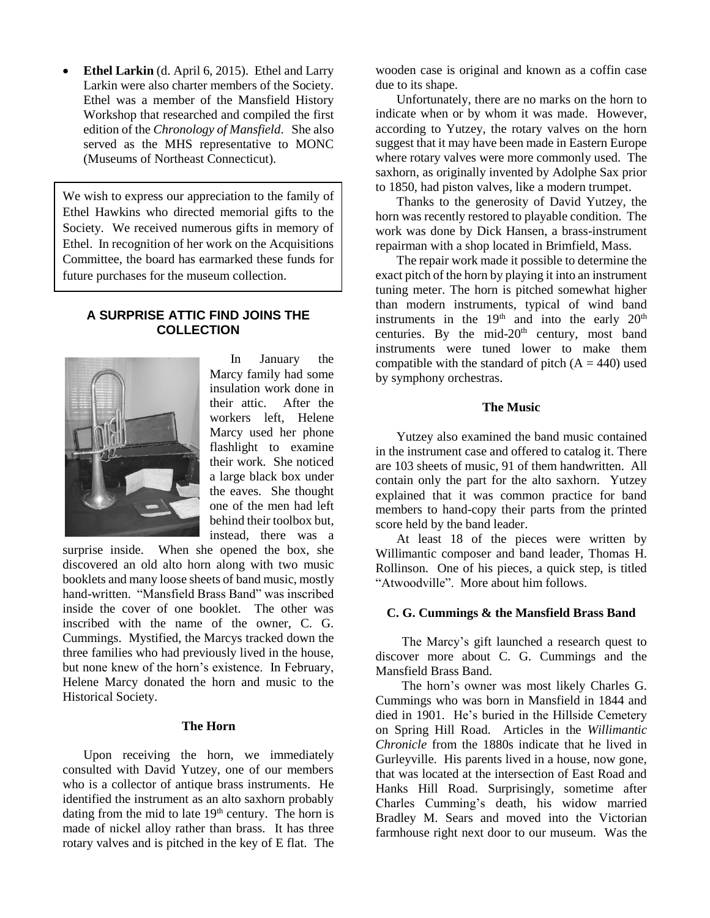- **Ethel Larkin** (d. April 6, 2015). Ethel and Larry Larkin were also charter members of the Society. Ethel was a member of the Mansfield History Workshop that researched and compiled the first edition of the *Chronology of Mansfield*. She also served as the MHS representative to MONC (Museums of Northeast Connecticut).

We wish to express our appreciation to the family of Ethel Hawkins who directed memorial gifts to the Society. We received numerous gifts in memory of Ethel. In recognition of her work on the Acquisitions Committee, the board has earmarked these funds for future purchases for the museum collection.

## A SURPRISE ATTIC FIND JOINS THE COLLECTION

In January the Marcy family had some insulation work done in their attic. After the workers left, Helene Marcy used her phone flashlight to examine their work. She noticed a large black box under the eaves. She thought one of the men had left behind their toolbox but, instead, there was a surprise inside. When she opened the box, she discovered an old alto horn along with two music booklets and many loose sheets of band music, mostly hand-written. "Mansfield Brass Band" was inscribed inside the cover of one booklet. The other was inscribed with the name of the owner, C. G. Cummings. Mystified, the Marcys tracked down the three families who had previously lived in the house, but none knew of the horn's existence. In February, Helene Marcy donated the horn and music to the Historical Society.

### The Horn

Upon receiving the horn, we immediately consulted with David Yutzey, one of our members who is a collector of antique brass instruments. He identified the instrument as an alto saxhorn probably dating from the mid to late 19th century. The horn is made of nickel alloy rather than brass. It has three rotary valves and is pitched in the key of E flat. The wooden case is original and known as a coffin case due to its shape.

Unfortunately, there are no marks on the horn to indicate when or by whom it was made. However, according to Yutzey, the rotary valves on the horn suggest that it may have been made in Eastern Europe where rotary valves were more commonly used. The saxhorn, as originally invented by Adolphe Sax prior to 1850, had piston valves, like a modern trumpet.

Thanks to the generosity of David Yutzey, the horn was recently restored to playable condition. The work was done by Dick Hansen, a brass-instrument repairman with a shop located in Brimfield, Mass.

The repair work made it possible to determine the exact pitch of the horn by playing it into an instrument tuning meter. The horn is pitched somewhat higher than modern instruments, typical of wind band instruments in the 19th and into the early 20th centuries. By the mid-20th century, most band instruments were tuned lower to make them compatible with the standard of pitch (A = 440) used by symphony orchestras.

### The Music

Yutzey also examined the band music contained in the instrument case and offered to catalog it. There are 103 sheets of music, 91 of them handwritten. All contain only the part for the alto saxhorn. Yutzey explained that it was common practice for band members to hand-copy their parts from the printed score held by the band leader.

At least 18 of the pieces were written by Willimantic composer and band leader, Thomas H. Rollinson. One of his pieces, a quick step, is titled "Atwoodville". More about him follows.

### C. G. Cummings & the Mansfield Brass Band

The Marcy's gift launched a research quest to discover more about C. G. Cummings and the Mansfield Brass Band.

The horn's owner was most likely Charles G. Cummings who was born in Mansfield in 1844 and died in 1901. He's buried in the Hillside Cemetery on Spring Hill Road. Articles in the *Willimantic Chronicle* from the 1880s indicate that he lived in Gurleyville. His parents lived in a house, now gone, that was located at the intersection of East Road and Hanks Hill Road. Surprisingly, sometime after Charles Cumming's death, his widow married Bradley M. Sears and moved into the Victorian farmhouse right next door to our museum. Was the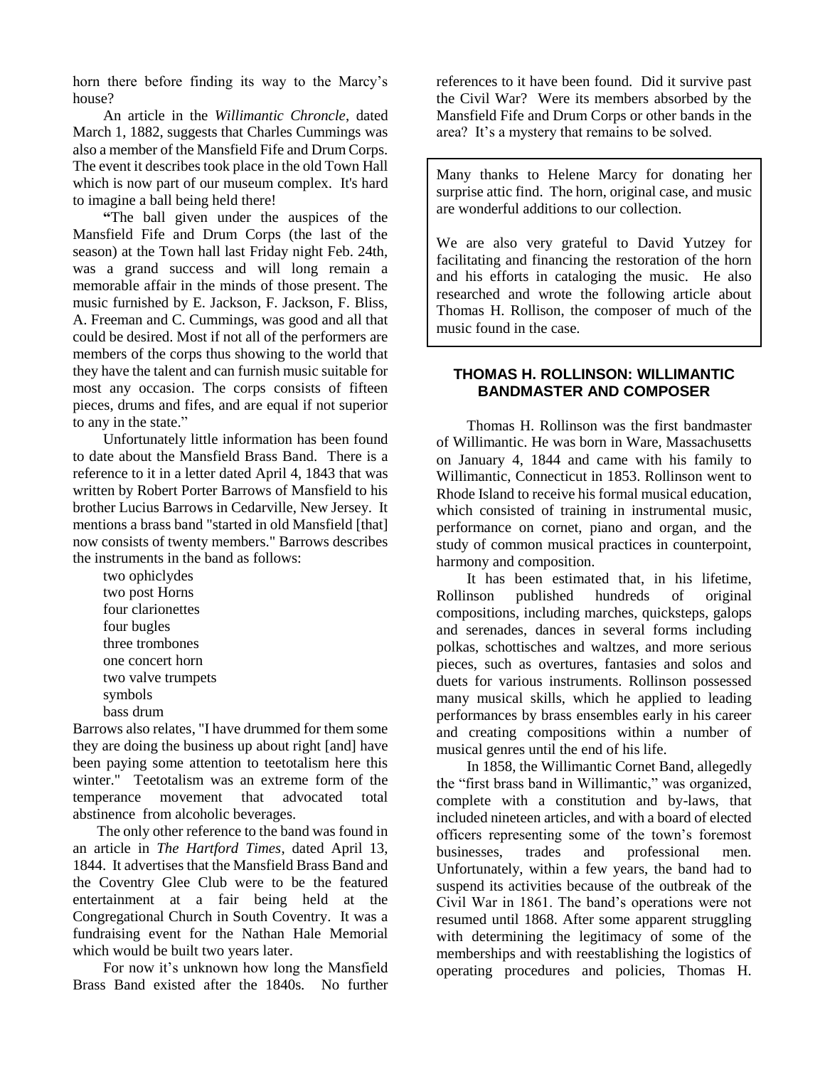horn there before finding its way to the Marcy's house?

An article in the *Willimantic Chroncle*, dated March 1, 1882, suggests that Charles Cummings was also a member of the Mansfield Fife and Drum Corps. The event it describes took place in the old Town Hall which is now part of our museum complex. It's hard to imagine a ball being held there!

**"**The ball given under the auspices of the Mansfield Fife and Drum Corps (the last of the season) at the Town hall last Friday night Feb. 24th, was a grand success and will long remain a memorable affair in the minds of those present. The music furnished by E. Jackson, F. Jackson, F. Bliss, A. Freeman and C. Cummings, was good and all that could be desired. Most if not all of the performers are members of the corps thus showing to the world that they have the talent and can furnish music suitable for most any occasion. The corps consists of fifteen pieces, drums and fifes, and are equal if not superior to any in the state."

Unfortunately little information has been found to date about the Mansfield Brass Band. There is a reference to it in a letter dated April 4, 1843 that was written by Robert Porter Barrows of Mansfield to his brother Lucius Barrows in Cedarville, New Jersey. It mentions a brass band "started in old Mansfield [that] now consists of twenty members." Barrows describes the instruments in the band as follows:

two ophiclydes
two post Horns
four clarionettes
four bugles
three trombones
one concert horn
two valve trumpets
symbols
bass drum

Barrows also relates, "I have drummed for them some they are doing the business up about right [and] have been paying some attention to teetotalism here this winter." Teetotalism was an extreme form of the temperance movement that advocated total abstinence from alcoholic beverages.

The only other reference to the band was found in an article in *The Hartford Times*, dated April 13, 1844. It advertises that the Mansfield Brass Band and the Coventry Glee Club were to be the featured entertainment at a fair being held at the Congregational Church in South Coventry. It was a fundraising event for the Nathan Hale Memorial which would be built two years later.

For now it's unknown how long the Mansfield Brass Band existed after the 1840s. No further references to it have been found. Did it survive past the Civil War? Were its members absorbed by the Mansfield Fife and Drum Corps or other bands in the area? It's a mystery that remains to be solved.

Many thanks to Helene Marcy for donating her surprise attic find. The horn, original case, and music are wonderful additions to our collection.

We are also very grateful to David Yutzey for facilitating and financing the restoration of the horn and his efforts in cataloging the music. He also researched and wrote the following article about Thomas H. Rollison, the composer of much of the music found in the case.

## THOMAS H. ROLLINSON: WILLIMANTIC BANDMASTER AND COMPOSER

Thomas H. Rollinson was the first bandmaster of Willimantic. He was born in Ware, Massachusetts on January 4, 1844 and came with his family to Willimantic, Connecticut in 1853. Rollinson went to Rhode Island to receive his formal musical education, which consisted of training in instrumental music, performance on cornet, piano and organ, and the study of common musical practices in counterpoint, harmony and composition.

It has been estimated that, in his lifetime, Rollinson published hundreds of original compositions, including marches, quicksteps, galops and serenades, dances in several forms including polkas, schottisches and waltzes, and more serious pieces, such as overtures, fantasies and solos and duets for various instruments. Rollinson possessed many musical skills, which he applied to leading performances by brass ensembles early in his career and creating compositions within a number of musical genres until the end of his life.

In 1858, the Willimantic Cornet Band, allegedly the "first brass band in Willimantic," was organized, complete with a constitution and by-laws, that included nineteen articles, and with a board of elected officers representing some of the town's foremost businesses, trades and professional men. Unfortunately, within a few years, the band had to suspend its activities because of the outbreak of the Civil War in 1861. The band's operations were not resumed until 1868. After some apparent struggling with determining the legitimacy of some of the memberships and with reestablishing the logistics of operating procedures and policies, Thomas H.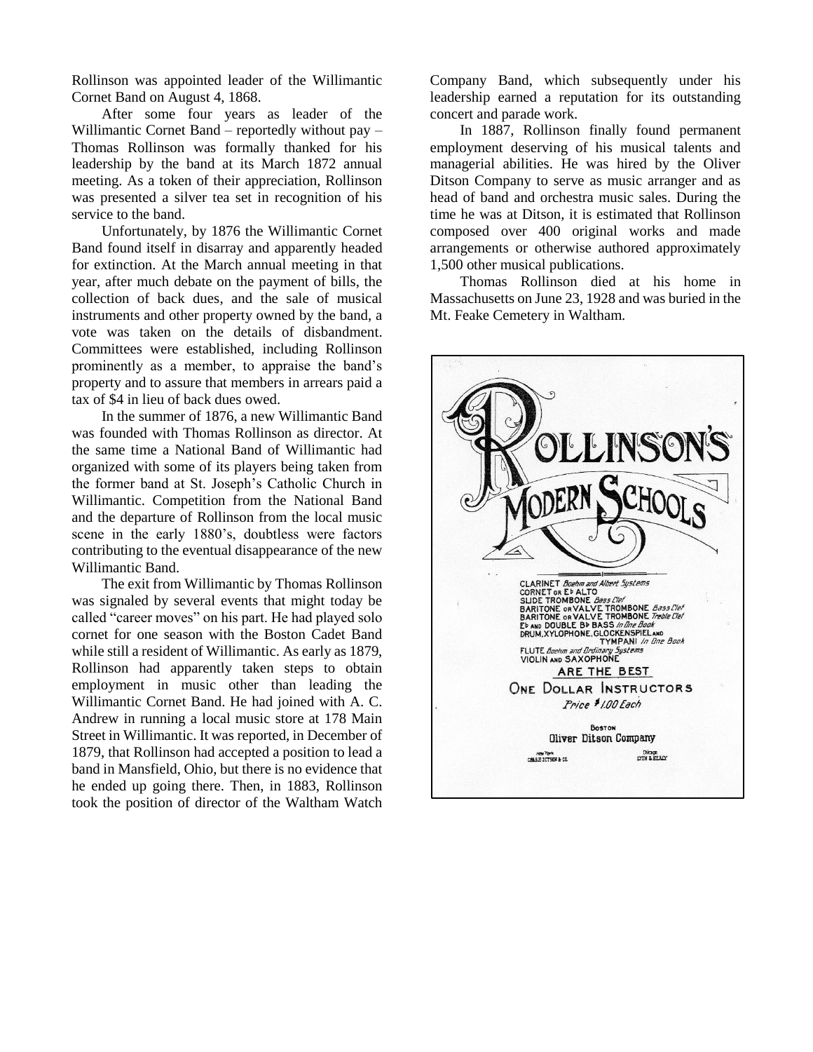Rollinson was appointed leader of the Willimantic Cornet Band on August 4, 1868.

After some four years as leader of the Willimantic Cornet Band – reportedly without pay – Thomas Rollinson was formally thanked for his leadership by the band at its March 1872 annual meeting. As a token of their appreciation, Rollinson was presented a silver tea set in recognition of his service to the band.

Unfortunately, by 1876 the Willimantic Cornet Band found itself in disarray and apparently headed for extinction. At the March annual meeting in that year, after much debate on the payment of bills, the collection of back dues, and the sale of musical instruments and other property owned by the band, a vote was taken on the details of disbandment. Committees were established, including Rollinson prominently as a member, to appraise the band's property and to assure that members in arrears paid a tax of $4 in lieu of back dues owed.

In the summer of 1876, a new Willimantic Band was founded with Thomas Rollinson as director. At the same time a National Band of Willimantic had organized with some of its players being taken from the former band at St. Joseph's Catholic Church in Willimantic. Competition from the National Band and the departure of Rollinson from the local music scene in the early 1880's, doubtless were factors contributing to the eventual disappearance of the new Willimantic Band.

The exit from Willimantic by Thomas Rollinson was signaled by several events that might today be called "career moves" on his part. He had played solo cornet for one season with the Boston Cadet Band while still a resident of Willimantic. As early as 1879, Rollinson had apparently taken steps to obtain employment in music other than leading the Willimantic Cornet Band. He had joined with A. C. Andrew in running a local music store at 178 Main Street in Willimantic. It was reported, in December of 1879, that Rollinson had accepted a position to lead a band in Mansfield, Ohio, but there is no evidence that he ended up going there. Then, in 1883, Rollinson took the position of director of the Waltham Watch Company Band, which subsequently under his leadership earned a reputation for its outstanding concert and parade work.

In 1887, Rollinson finally found permanent employment deserving of his musical talents and managerial abilities. He was hired by the Oliver Ditson Company to serve as music arranger and as head of band and orchestra music sales. During the time he was at Ditson, it is estimated that Rollinson composed over 400 original works and made arrangements or otherwise authored approximately 1,500 other musical publications.

Thomas Rollinson died at his home in Massachusetts on June 23, 1928 and was buried in the Mt. Feake Cemetery in Waltham.

ROLLINSON'S MODERN SCHOOLS

CLARINET *Boehm and Albert Systems*
CORNET OR E♭ ALTO
SLIDE TROMBONE *Bass Clef*
BARITONE OR VALVE TROMBONE *Bass Clef*
BARITONE OR VALVE TROMBONE *Treble Clef*
E♭ AND DOUBLE B♭ BASS *In One Book*
DRUM, XYLOPHONE, GLOCKENSPIEL AND TYMPANI *In One Book*
FLUTE *Boehm and Ordinary Systems*
VIOLIN AND SAXOPHONE

ARE THE BEST

ONE DOLLAR INSTRUCTORS

*Price $1.00 Each*

BOSTON
Oliver Ditson Company

New York
CHAS. H. DITSON & CO.

Chicago
LYON & HEALY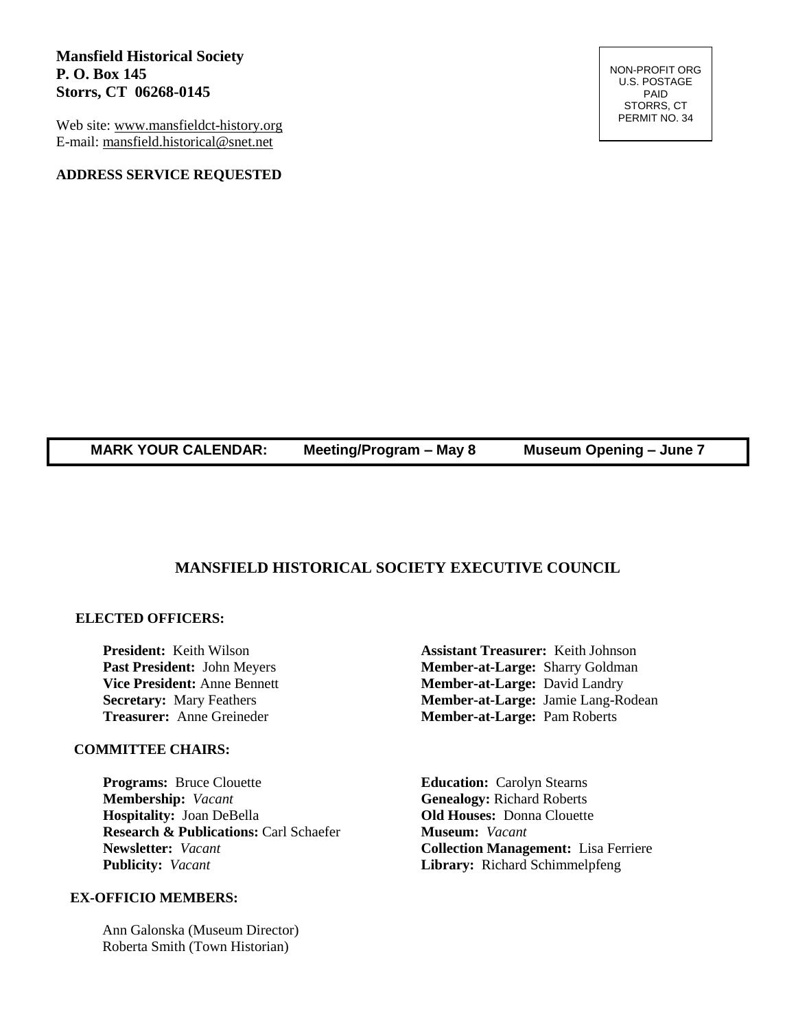**Mansfield Historical Society**
**P. O. Box 145**
**Storrs, CT 06268-0145**

Web site: www.mansfieldct-history.org
E-mail: mansfield.historical@snet.net

**ADDRESS SERVICE REQUESTED**

NON-PROFIT ORG
U.S. POSTAGE
PAID
STORRS, CT
PERMIT NO. 34

**MARK YOUR CALENDAR: Meeting/Program – May 8 Museum Opening – June 7**

## MANSFIELD HISTORICAL SOCIETY EXECUTIVE COUNCIL

### ELECTED OFFICERS:

**President:** Keith Wilson
**Past President:** John Meyers
**Vice President:** Anne Bennett
**Secretary:** Mary Feathers
**Treasurer:** Anne Greineder
**Assistant Treasurer:** Keith Johnson
**Member-at-Large:** Sharry Goldman
**Member-at-Large:** David Landry
**Member-at-Large:** Jamie Lang-Rodean
**Member-at-Large:** Pam Roberts

### COMMITTEE CHAIRS:

**Programs:** Bruce Clouette
**Membership:** *Vacant*
**Hospitality:** Joan DeBella
**Research & Publications:** Carl Schaefer
**Newsletter:** *Vacant*
**Publicity:** *Vacant*
**Education:** Carolyn Stearns
**Genealogy:** Richard Roberts
**Old Houses:** Donna Clouette
**Museum:** *Vacant*
**Collection Management:** Lisa Ferriere
**Library:** Richard Schimmelpfeng

### EX-OFFICIO MEMBERS:

Ann Galonska (Museum Director)
Roberta Smith (Town Historian)